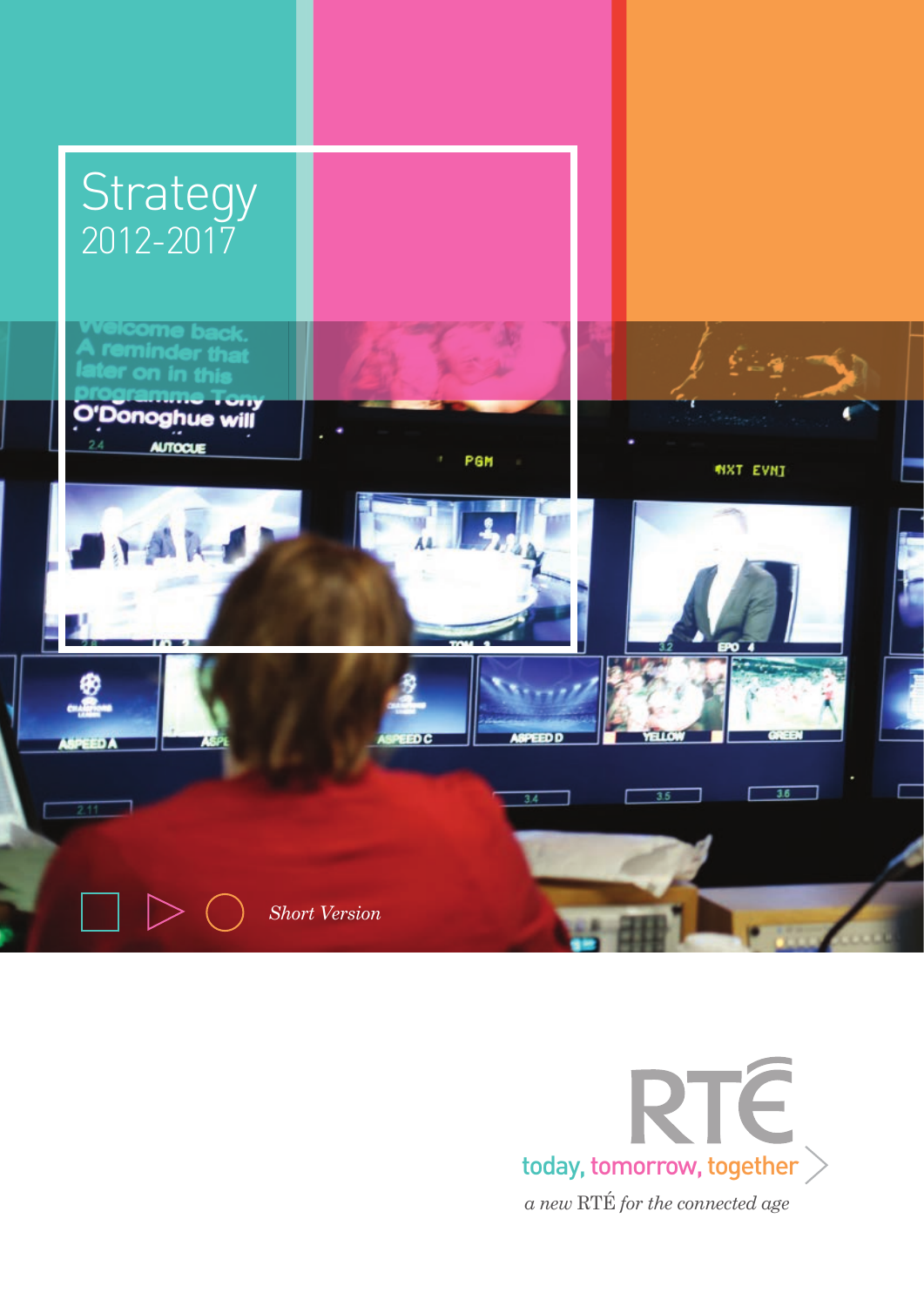# Strategy 2012-2017

*Short Version*

RTÉ

today, tomorrow, together

*a new* RTÉ *for the connected age*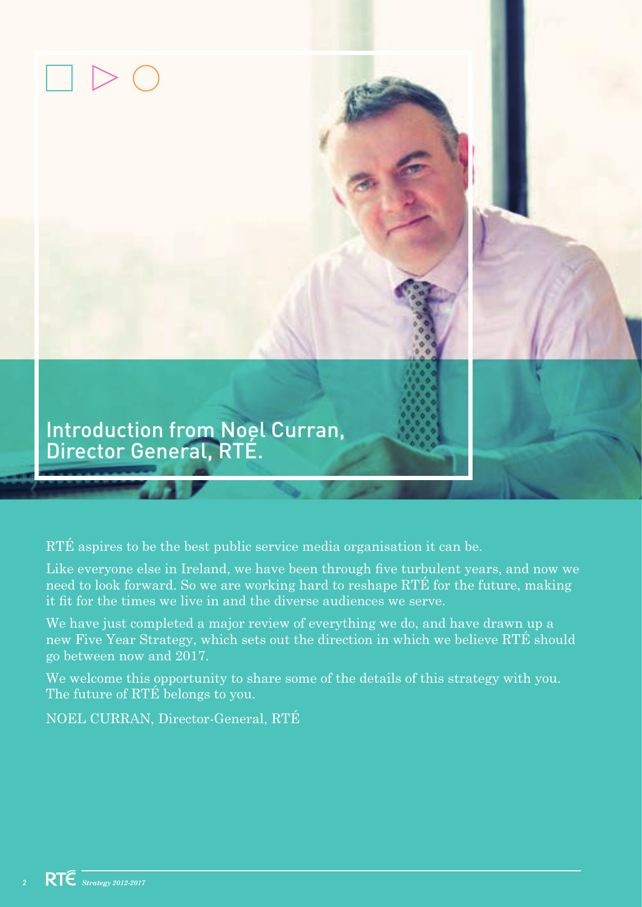# Introduction from Noel Curran, Director General, RTÉ.

RTÉ aspires to be the best public service media organisation it can be.

Like everyone else in Ireland, we have been through five turbulent years, and now we need to look forward. So we are working hard to reshape RTÉ for the future, making it fit for the times we live in and the diverse audiences we serve.

We have just completed a major review of everything we do, and have drawn up a new Five Year Strategy, which sets out the direction in which we believe RTÉ should go between now and 2017.

We welcome this opportunity to share some of the details of this strategy with you. The future of RTÉ belongs to you.

NOEL CURRAN, Director-General, RTÉ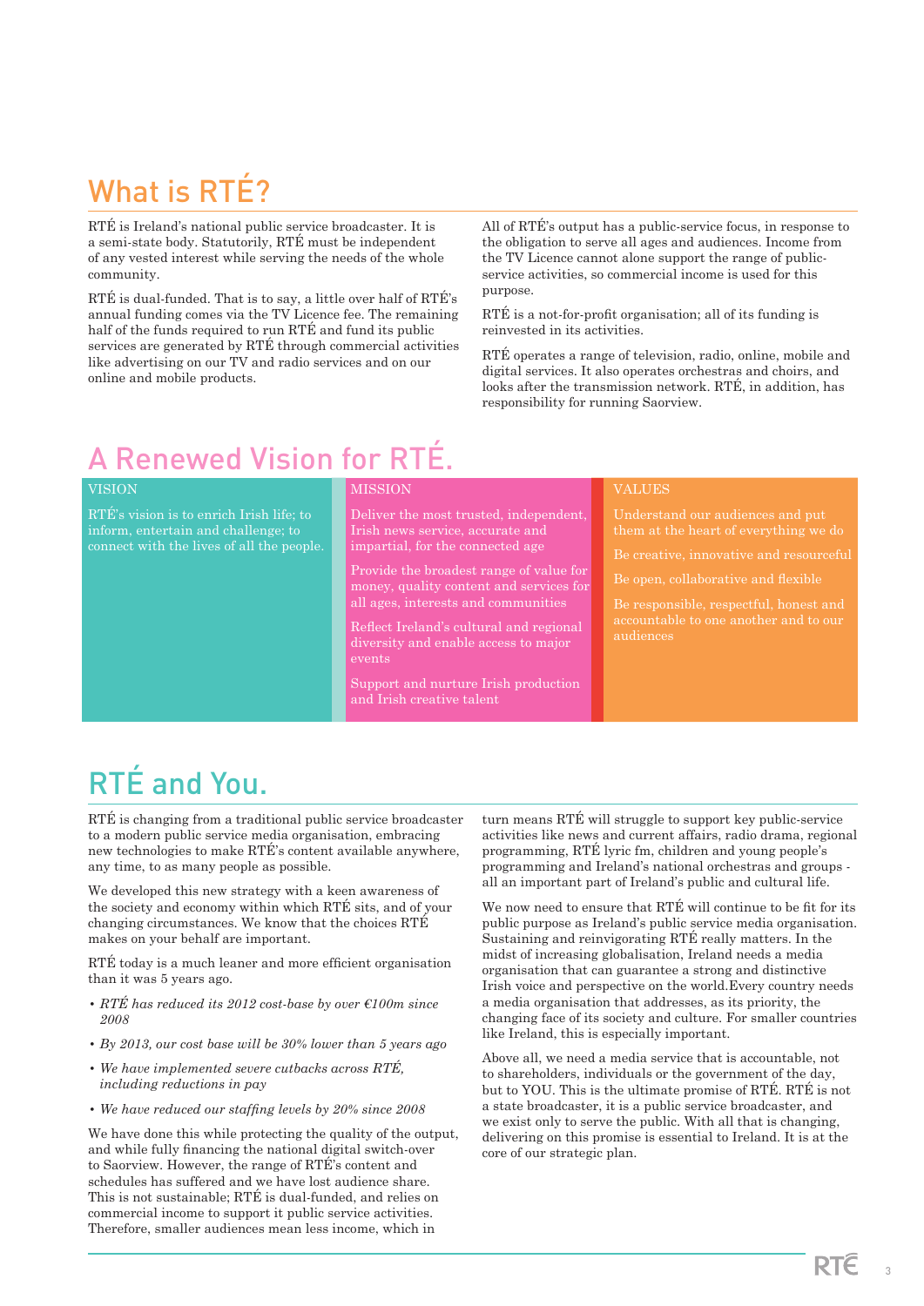# What is RTÉ?

RTÉ is Ireland's national public service broadcaster. It is a semi-state body. Statutorily, RTÉ must be independent of any vested interest while serving the needs of the whole community.

RTÉ is dual-funded. That is to say, a little over half of RTÉ's annual funding comes via the TV Licence fee. The remaining half of the funds required to run RTÉ and fund its public services are generated by RTÉ through commercial activities like advertising on our TV and radio services and on our online and mobile products.

All of RTÉ's output has a public-service focus, in response to the obligation to serve all ages and audiences. Income from the TV Licence cannot alone support the range of public-service activities, so commercial income is used for this purpose.

RTÉ is a not-for-profit organisation; all of its funding is reinvested in its activities.

RTÉ operates a range of television, radio, online, mobile and digital services. It also operates orchestras and choirs, and looks after the transmission network. RTÉ, in addition, has responsibility for running Saorview.

# A Renewed Vision for RTÉ.

## VISION

RTÉ's vision is to enrich Irish life; to inform, entertain and challenge; to connect with the lives of all the people.

## MISSION

Deliver the most trusted, independent, Irish news service, accurate and impartial, for the connected age

Provide the broadest range of value for money, quality content and services for all ages, interests and communities

Reflect Ireland's cultural and regional diversity and enable access to major events

Support and nurture Irish production and Irish creative talent

## VALUES

Understand our audiences and put them at the heart of everything we do

Be creative, innovative and resourceful

Be open, collaborative and flexible

Be responsible, respectful, honest and accountable to one another and to our audiences

# RTÉ and You.

RTÉ is changing from a traditional public service broadcaster to a modern public service media organisation, embracing new technologies to make RTÉ's content available anywhere, any time, to as many people as possible.

We developed this new strategy with a keen awareness of the society and economy within which RTÉ sits, and of your changing circumstances. We know that the choices RTÉ makes on your behalf are important.

RTÉ today is a much leaner and more efficient organisation than it was 5 years ago.

- *RTÉ has reduced its 2012 cost-base by over €100m since 2008*
- *By 2013, our cost base will be 30% lower than 5 years ago*
- *We have implemented severe cutbacks across RTÉ, including reductions in pay*
- *We have reduced our staffing levels by 20% since 2008*

We have done this while protecting the quality of the output, and while fully financing the national digital switch-over to Saorview. However, the range of RTÉ's content and schedules has suffered and we have lost audience share. This is not sustainable; RTÉ is dual-funded, and relies on commercial income to support it public service activities. Therefore, smaller audiences mean less income, which in turn means RTÉ will struggle to support key public-service activities like news and current affairs, radio drama, regional programming, RTÉ lyric fm, children and young people's programming and Ireland's national orchestras and groups - all an important part of Ireland's public and cultural life.

We now need to ensure that RTÉ will continue to be fit for its public purpose as Ireland's public service media organisation. Sustaining and reinvigorating RTÉ really matters. In the midst of increasing globalisation, Ireland needs a media organisation that can guarantee a strong and distinctive Irish voice and perspective on the world.Every country needs a media organisation that addresses, as its priority, the changing face of its society and culture. For smaller countries like Ireland, this is especially important.

Above all, we need a media service that is accountable, not to shareholders, individuals or the government of the day, but to YOU. This is the ultimate promise of RTÉ. RTÉ is not a state broadcaster, it is a public service broadcaster, and we exist only to serve the public. With all that is changing, delivering on this promise is essential to Ireland. It is at the core of our strategic plan.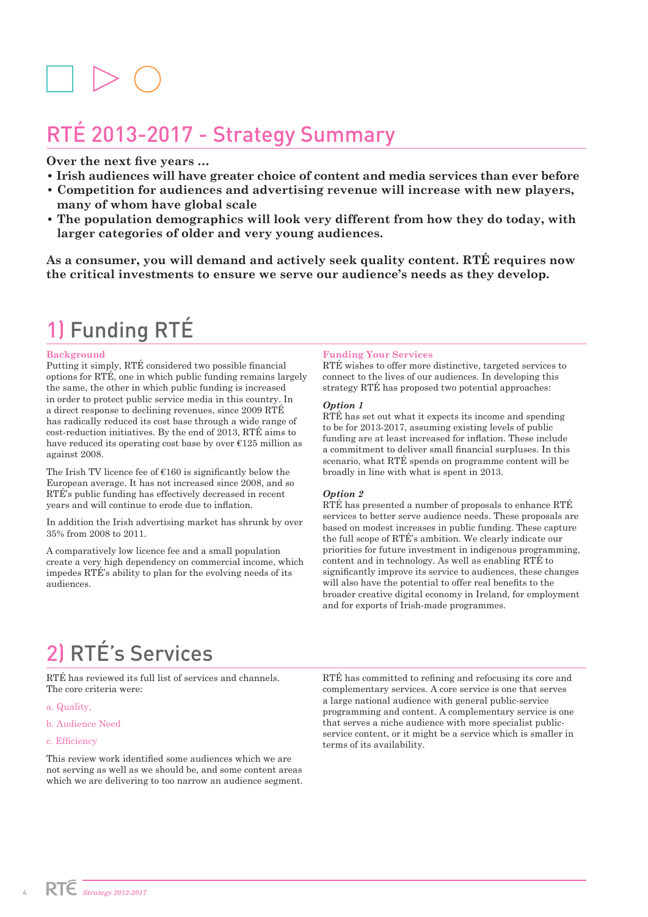# RTÉ 2013-2017 - Strategy Summary

**Over the next five years ...**

- **Irish audiences will have greater choice of content and media services than ever before**
- **Competition for audiences and advertising revenue will increase with new players, many of whom have global scale**
- **The population demographics will look very different from how they do today, with larger categories of older and very young audiences.**

**As a consumer, you will demand and actively seek quality content. RTÉ requires now the critical investments to ensure we serve our audience's needs as they develop.**

## 1) Funding RTÉ

### Background

Putting it simply, RTÉ considered two possible financial options for RTÉ, one in which public funding remains largely the same, the other in which public funding is increased in order to protect public service media in this country. In a direct response to declining revenues, since 2009 RTÉ has radically reduced its cost base through a wide range of cost-reduction initiatives. By the end of 2013, RTÉ aims to have reduced its operating cost base by over €125 million as against 2008.

The Irish TV licence fee of €160 is significantly below the European average. It has not increased since 2008, and so RTÉ's public funding has effectively decreased in recent years and will continue to erode due to inflation.

In addition the Irish advertising market has shrunk by over 35% from 2008 to 2011.

A comparatively low licence fee and a small population create a very high dependency on commercial income, which impedes RTÉ's ability to plan for the evolving needs of its audiences.

### Funding Your Services

RTÉ wishes to offer more distinctive, targeted services to connect to the lives of our audiences. In developing this strategy RTÉ has proposed two potential approaches:

#### *Option 1*

RTÉ has set out what it expects its income and spending to be for 2013-2017, assuming existing levels of public funding are at least increased for inflation. These include a commitment to deliver small financial surpluses. In this scenario, what RTÉ spends on programme content will be broadly in line with what is spent in 2013.

#### *Option 2*

RTÉ has presented a number of proposals to enhance RTÉ services to better serve audience needs. These proposals are based on modest increases in public funding. These capture the full scope of RTÉ's ambition. We clearly indicate our priorities for future investment in indigenous programming, content and in technology. As well as enabling RTÉ to significantly improve its service to audiences, these changes will also have the potential to offer real benefits to the broader creative digital economy in Ireland, for employment and for exports of Irish-made programmes.

## 2) RTÉ's Services

RTÉ has reviewed its full list of services and channels. The core criteria were:

a. Quality,

b. Audience Need

c. Efficiency

This review work identified some audiences which we are not serving as well as we should be, and some content areas which we are delivering to too narrow an audience segment.

RTÉ has committed to refining and refocusing its core and complementary services. A core service is one that serves a large national audience with general public-service programming and content. A complementary service is one that serves a niche audience with more specialist public-service content, or it might be a service which is smaller in terms of its availability.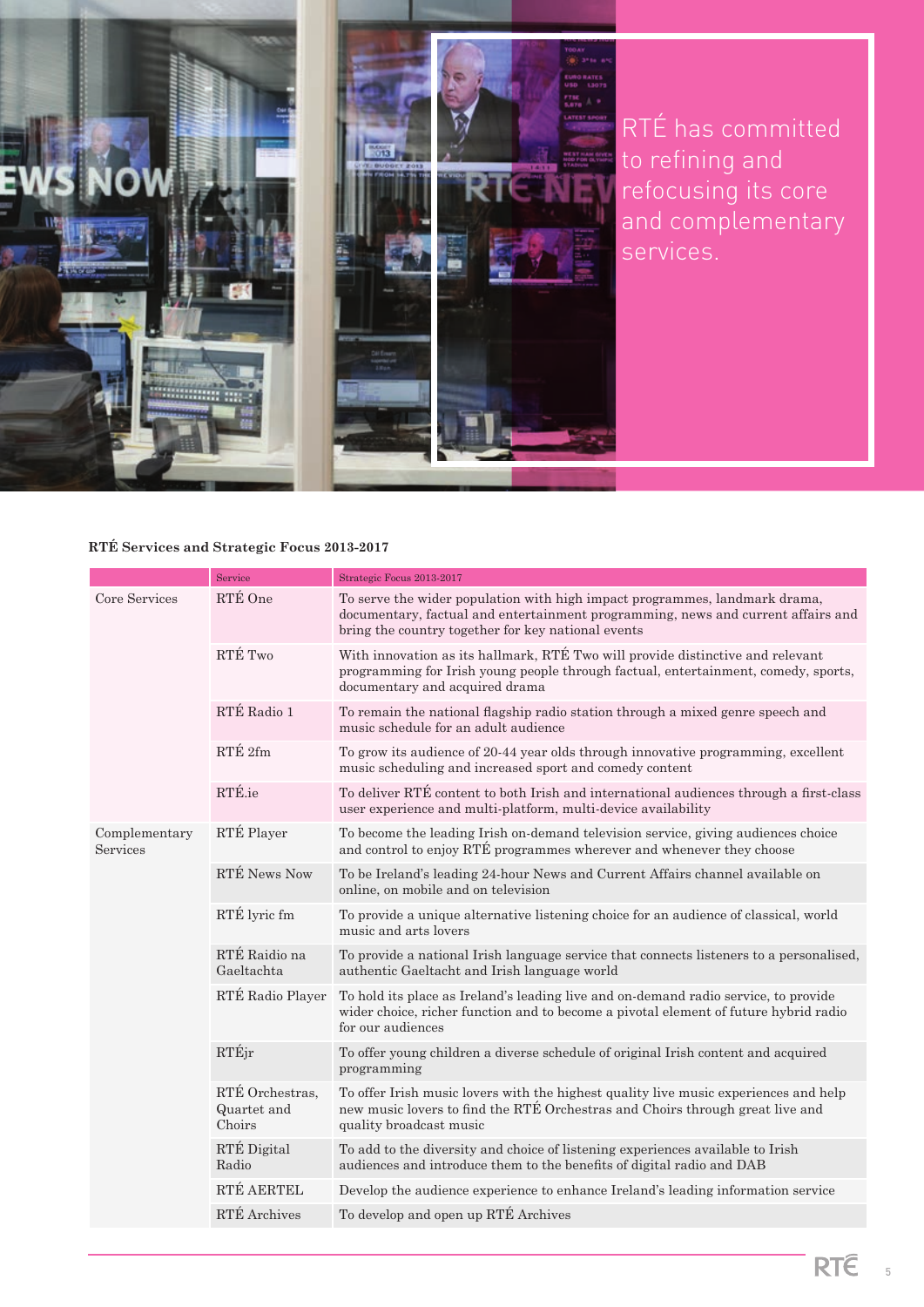RTÉ has committed to refining and refocusing its core and complementary services.

**RTÉ Services and Strategic Focus 2013-2017**

| | Service | Strategic Focus 2013-2017 |
|---|---|---|
| Core Services | RTÉ One | To serve the wider population with high impact programmes, landmark drama, documentary, factual and entertainment programming, news and current affairs and bring the country together for key national events |
| | RTÉ Two | With innovation as its hallmark, RTÉ Two will provide distinctive and relevant programming for Irish young people through factual, entertainment, comedy, sports, documentary and acquired drama |
| | RTÉ Radio 1 | To remain the national flagship radio station through a mixed genre speech and music schedule for an adult audience |
| | RTÉ 2fm | To grow its audience of 20-44 year olds through innovative programming, excellent music scheduling and increased sport and comedy content |
| | RTÉ.ie | To deliver RTÉ content to both Irish and international audiences through a first-class user experience and multi-platform, multi-device availability |
| Complementary Services | RTÉ Player | To become the leading Irish on-demand television service, giving audiences choice and control to enjoy RTÉ programmes wherever and whenever they choose |
| | RTÉ News Now | To be Ireland's leading 24-hour News and Current Affairs channel available on online, on mobile and on television |
| | RTÉ lyric fm | To provide a unique alternative listening choice for an audience of classical, world music and arts lovers |
| | RTÉ Raidio na Gaeltachta | To provide a national Irish language service that connects listeners to a personalised, authentic Gaeltacht and Irish language world |
| | RTÉ Radio Player | To hold its place as Ireland's leading live and on-demand radio service, to provide wider choice, richer function and to become a pivotal element of future hybrid radio for our audiences |
| | RTÉjr | To offer young children a diverse schedule of original Irish content and acquired programming |
| | RTÉ Orchestras, Quartet and Choirs | To offer Irish music lovers with the highest quality live music experiences and help new music lovers to find the RTÉ Orchestras and Choirs through great live and quality broadcast music |
| | RTÉ Digital Radio | To add to the diversity and choice of listening experiences available to Irish audiences and introduce them to the benefits of digital radio and DAB |
| | RTÉ AERTEL | Develop the audience experience to enhance Ireland's leading information service |
| | RTÉ Archives | To develop and open up RTÉ Archives |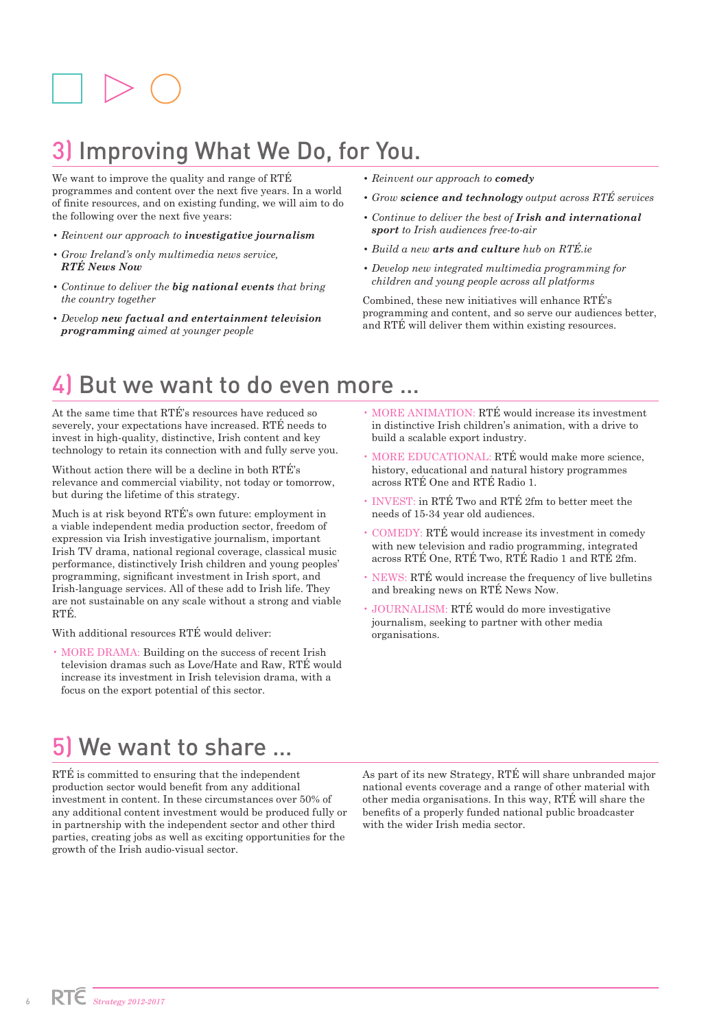## 3) Improving What We Do, for You.

We want to improve the quality and range of RTÉ programmes and content over the next five years. In a world of finite resources, and on existing funding, we will aim to do the following over the next five years:

- *Reinvent our approach to **investigative journalism***
- *Grow Ireland's only multimedia news service, **RTÉ News Now***
- *Continue to deliver the **big national events** that bring the country together*
- *Develop **new factual and entertainment television programming** aimed at younger people*
- *Reinvent our approach to **comedy***
- *Grow **science and technology** output across RTÉ services*
- *Continue to deliver the best of **Irish and international sport** to Irish audiences free-to-air*
- *Build a new **arts and culture** hub on RTÉ.ie*
- *Develop new integrated multimedia programming for children and young people across all platforms*

Combined, these new initiatives will enhance RTÉ's programming and content, and so serve our audiences better, and RTÉ will deliver them within existing resources.

## 4) But we want to do even more ...

At the same time that RTÉ's resources have reduced so severely, your expectations have increased. RTÉ needs to invest in high-quality, distinctive, Irish content and key technology to retain its connection with and fully serve you.

Without action there will be a decline in both RTÉ's relevance and commercial viability, not today or tomorrow, but during the lifetime of this strategy.

Much is at risk beyond RTÉ's own future: employment in a viable independent media production sector, freedom of expression via Irish investigative journalism, important Irish TV drama, national regional coverage, classical music performance, distinctively Irish children and young peoples' programming, significant investment in Irish sport, and Irish-language services. All of these add to Irish life. They are not sustainable on any scale without a strong and viable RTÉ.

With additional resources RTÉ would deliver:

- MORE DRAMA: Building on the success of recent Irish television dramas such as Love/Hate and Raw, RTÉ would increase its investment in Irish television drama, with a focus on the export potential of this sector.
- MORE ANIMATION: RTÉ would increase its investment in distinctive Irish children's animation, with a drive to build a scalable export industry.
- MORE EDUCATIONAL: RTÉ would make more science, history, educational and natural history programmes across RTÉ One and RTÉ Radio 1.
- INVEST: in RTÉ Two and RTÉ 2fm to better meet the needs of 15-34 year old audiences.
- COMEDY: RTÉ would increase its investment in comedy with new television and radio programming, integrated across RTÉ One, RTÉ Two, RTÉ Radio 1 and RTÉ 2fm.
- NEWS: RTÉ would increase the frequency of live bulletins and breaking news on RTÉ News Now.
- JOURNALISM: RTÉ would do more investigative journalism, seeking to partner with other media organisations.

## 5) We want to share ...

RTÉ is committed to ensuring that the independent production sector would benefit from any additional investment in content. In these circumstances over 50% of any additional content investment would be produced fully or in partnership with the independent sector and other third parties, creating jobs as well as exciting opportunities for the growth of the Irish audio-visual sector.

As part of its new Strategy, RTÉ will share unbranded major national events coverage and a range of other material with other media organisations. In this way, RTÉ will share the benefits of a properly funded national public broadcaster with the wider Irish media sector.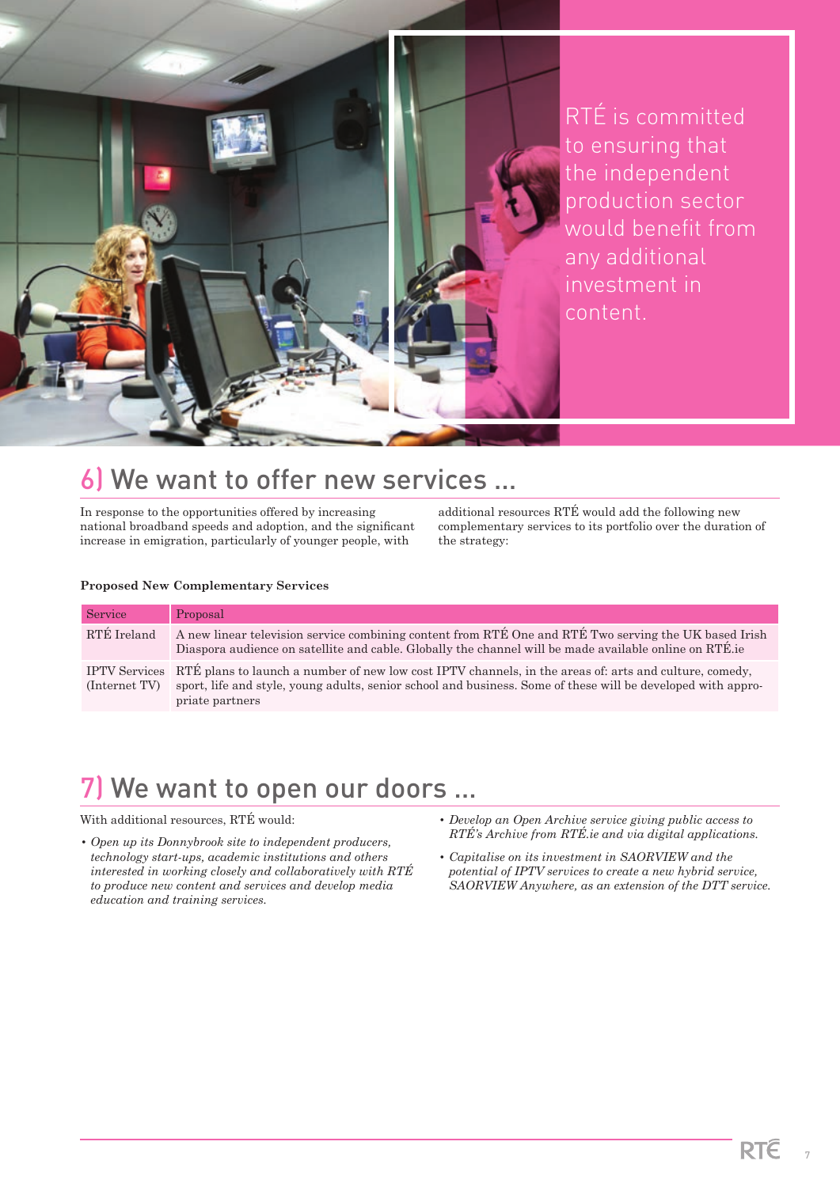RTÉ is committed to ensuring that the independent production sector would benefit from any additional investment in content.

## 6) We want to offer new services ...

In response to the opportunities offered by increasing national broadband speeds and adoption, and the significant increase in emigration, particularly of younger people, with additional resources RTÉ would add the following new complementary services to its portfolio over the duration of the strategy:

**Proposed New Complementary Services**

| Service | Proposal |
|---|---|
| RTÉ Ireland | A new linear television service combining content from RTÉ One and RTÉ Two serving the UK based Irish Diaspora audience on satellite and cable. Globally the channel will be made available online on RTÉ.ie |
| IPTV Services (Internet TV) | RTÉ plans to launch a number of new low cost IPTV channels, in the areas of: arts and culture, comedy, sport, life and style, young adults, senior school and business. Some of these will be developed with appropriate partners |

## 7) We want to open our doors ...

With additional resources, RTÉ would:

- *Open up its Donnybrook site to independent producers, technology start-ups, academic institutions and others interested in working closely and collaboratively with RTÉ to produce new content and services and develop media education and training services.*
- *Develop an Open Archive service giving public access to RTÉ's Archive from RTÉ.ie and via digital applications.*
- *Capitalise on its investment in SAORVIEW and the potential of IPTV services to create a new hybrid service, SAORVIEW Anywhere, as an extension of the DTT service.*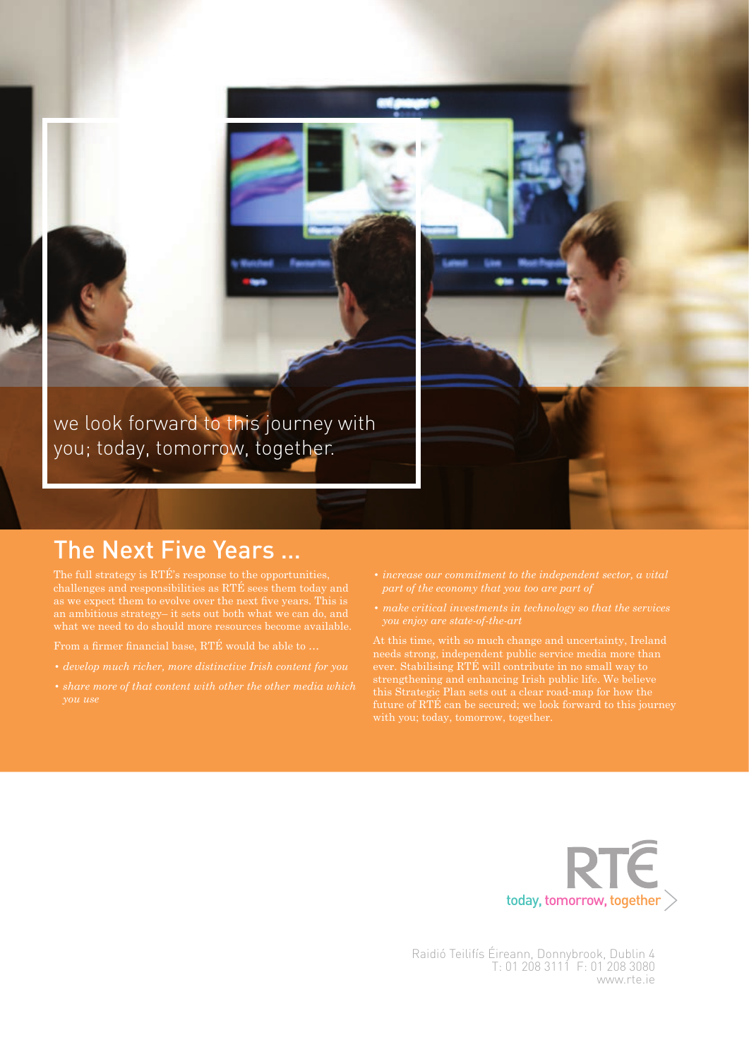we look forward to this journey with you; today, tomorrow, together.

## The Next Five Years ...

The full strategy is RTÉ's response to the opportunities, challenges and responsibilities as RTÉ sees them today and as we expect them to evolve over the next five years. This is an ambitious strategy– it sets out both what we can do, and what we need to do should more resources become available.

From a firmer financial base, RTÉ would be able to ...

- *develop much richer, more distinctive Irish content for you*
- *share more of that content with other the other media which you use*
- *increase our commitment to the independent sector, a vital part of the economy that you too are part of*
- *make critical investments in technology so that the services you enjoy are state-of-the-art*

At this time, with so much change and uncertainty, Ireland needs strong, independent public service media more than ever. Stabilising RTÉ will contribute in no small way to strengthening and enhancing Irish public life. We believe this Strategic Plan sets out a clear road-map for how the future of RTÉ can be secured; we look forward to this journey with you; today, tomorrow, together.

RTÉ
today, tomorrow, together

Raidió Teilifís Éireann, Donnybrook, Dublin 4
T: 01 208 3111 F: 01 208 3080
www.rte.ie